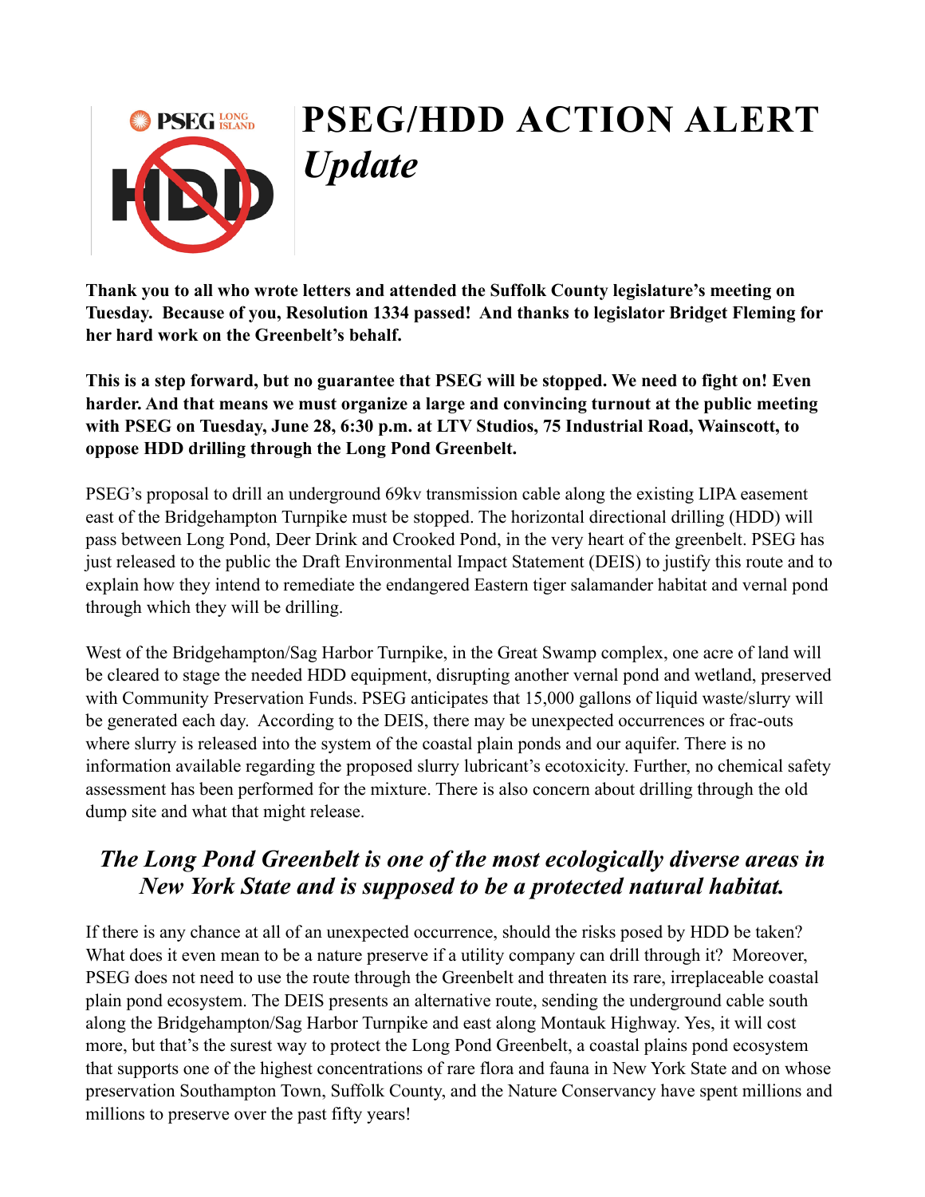# PSEG/HDD ACTION ALERT
## *Update*

**Thank you to all who wrote letters and attended the Suffolk County legislature's meeting on Tuesday. Because of you, Resolution 1334 passed! And thanks to legislator Bridget Fleming for her hard work on the Greenbelt's behalf.**

**This is a step forward, but no guarantee that PSEG will be stopped. We need to fight on! Even harder. And that means we must organize a large and convincing turnout at the public meeting with PSEG on Tuesday, June 28, 6:30 p.m. at LTV Studios, 75 Industrial Road, Wainscott, to oppose HDD drilling through the Long Pond Greenbelt.**

PSEG's proposal to drill an underground 69kv transmission cable along the existing LIPA easement east of the Bridgehampton Turnpike must be stopped. The horizontal directional drilling (HDD) will pass between Long Pond, Deer Drink and Crooked Pond, in the very heart of the greenbelt. PSEG has just released to the public the Draft Environmental Impact Statement (DEIS) to justify this route and to explain how they intend to remediate the endangered Eastern tiger salamander habitat and vernal pond through which they will be drilling.

West of the Bridgehampton/Sag Harbor Turnpike, in the Great Swamp complex, one acre of land will be cleared to stage the needed HDD equipment, disrupting another vernal pond and wetland, preserved with Community Preservation Funds. PSEG anticipates that 15,000 gallons of liquid waste/slurry will be generated each day. According to the DEIS, there may be unexpected occurrences or frac-outs where slurry is released into the system of the coastal plain ponds and our aquifer. There is no information available regarding the proposed slurry lubricant's ecotoxicity. Further, no chemical safety assessment has been performed for the mixture. There is also concern about drilling through the old dump site and what that might release.

## *The Long Pond Greenbelt is one of the most ecologically diverse areas in New York State and is supposed to be a protected natural habitat.*

If there is any chance at all of an unexpected occurrence, should the risks posed by HDD be taken? What does it even mean to be a nature preserve if a utility company can drill through it? Moreover, PSEG does not need to use the route through the Greenbelt and threaten its rare, irreplaceable coastal plain pond ecosystem. The DEIS presents an alternative route, sending the underground cable south along the Bridgehampton/Sag Harbor Turnpike and east along Montauk Highway. Yes, it will cost more, but that's the surest way to protect the Long Pond Greenbelt, a coastal plains pond ecosystem that supports one of the highest concentrations of rare flora and fauna in New York State and on whose preservation Southampton Town, Suffolk County, and the Nature Conservancy have spent millions and millions to preserve over the past fifty years!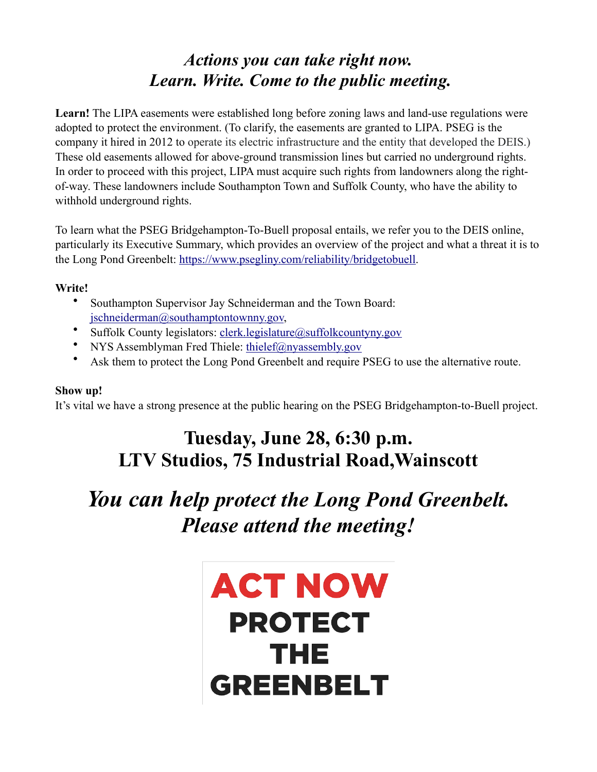# *Actions you can take right now.*
# *Learn. Write. Come to the public meeting.*

**Learn!** The LIPA easements were established long before zoning laws and land-use regulations were adopted to protect the environment. (To clarify, the easements are granted to LIPA. PSEG is the company it hired in 2012 to operate its electric infrastructure and the entity that developed the DEIS.) These old easements allowed for above-ground transmission lines but carried no underground rights. In order to proceed with this project, LIPA must acquire such rights from landowners along the right-of-way. These landowners include Southampton Town and Suffolk County, who have the ability to withhold underground rights.

To learn what the PSEG Bridgehampton-To-Buell proposal entails, we refer you to the DEIS online, particularly its Executive Summary, which provides an overview of the project and what a threat it is to the Long Pond Greenbelt: https://www.psegliny.com/reliability/bridgetobuell.

**Write!**

- Southampton Supervisor Jay Schneiderman and the Town Board: jschneiderman@southamptontownny.gov,
- Suffolk County legislators: clerk.legislature@suffolkcountyny.gov
- NYS Assemblyman Fred Thiele: thielef@nyassembly.gov
- Ask them to protect the Long Pond Greenbelt and require PSEG to use the alternative route.

**Show up!**

It's vital we have a strong presence at the public hearing on the PSEG Bridgehampton-to-Buell project.

## Tuesday, June 28, 6:30 p.m.
## LTV Studios, 75 Industrial Road,Wainscott

# *You can help protect the Long Pond Greenbelt.*
# *Please attend the meeting!*

**ACT NOW**
**PROTECT THE GREENBELT**